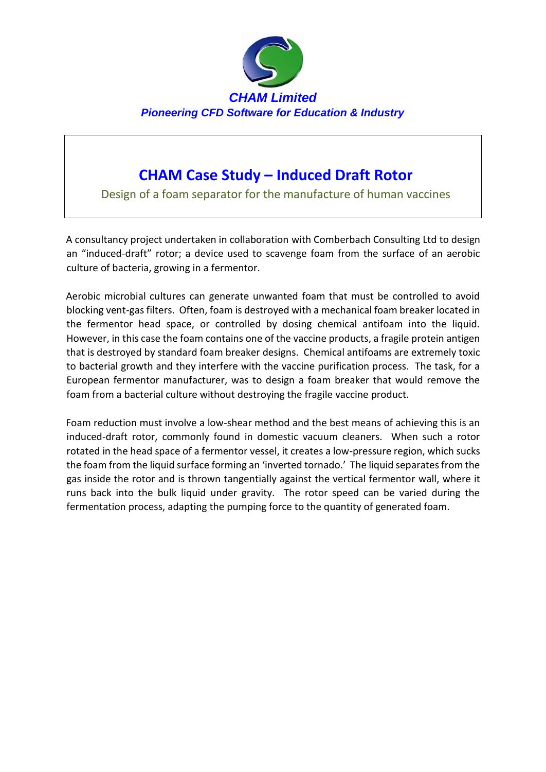**CHAM Limited**

***Pioneering CFD Software for Education & Industry***

# CHAM Case Study – Induced Draft Rotor

Design of a foam separator for the manufacture of human vaccines

A consultancy project undertaken in collaboration with Comberbach Consulting Ltd to design an "induced-draft" rotor; a device used to scavenge foam from the surface of an aerobic culture of bacteria, growing in a fermentor.

Aerobic microbial cultures can generate unwanted foam that must be controlled to avoid blocking vent-gas filters. Often, foam is destroyed with a mechanical foam breaker located in the fermentor head space, or controlled by dosing chemical antifoam into the liquid. However, in this case the foam contains one of the vaccine products, a fragile protein antigen that is destroyed by standard foam breaker designs. Chemical antifoams are extremely toxic to bacterial growth and they interfere with the vaccine purification process. The task, for a European fermentor manufacturer, was to design a foam breaker that would remove the foam from a bacterial culture without destroying the fragile vaccine product.

Foam reduction must involve a low-shear method and the best means of achieving this is an induced-draft rotor, commonly found in domestic vacuum cleaners. When such a rotor rotated in the head space of a fermentor vessel, it creates a low-pressure region, which sucks the foam from the liquid surface forming an 'inverted tornado.' The liquid separates from the gas inside the rotor and is thrown tangentially against the vertical fermentor wall, where it runs back into the bulk liquid under gravity. The rotor speed can be varied during the fermentation process, adapting the pumping force to the quantity of generated foam.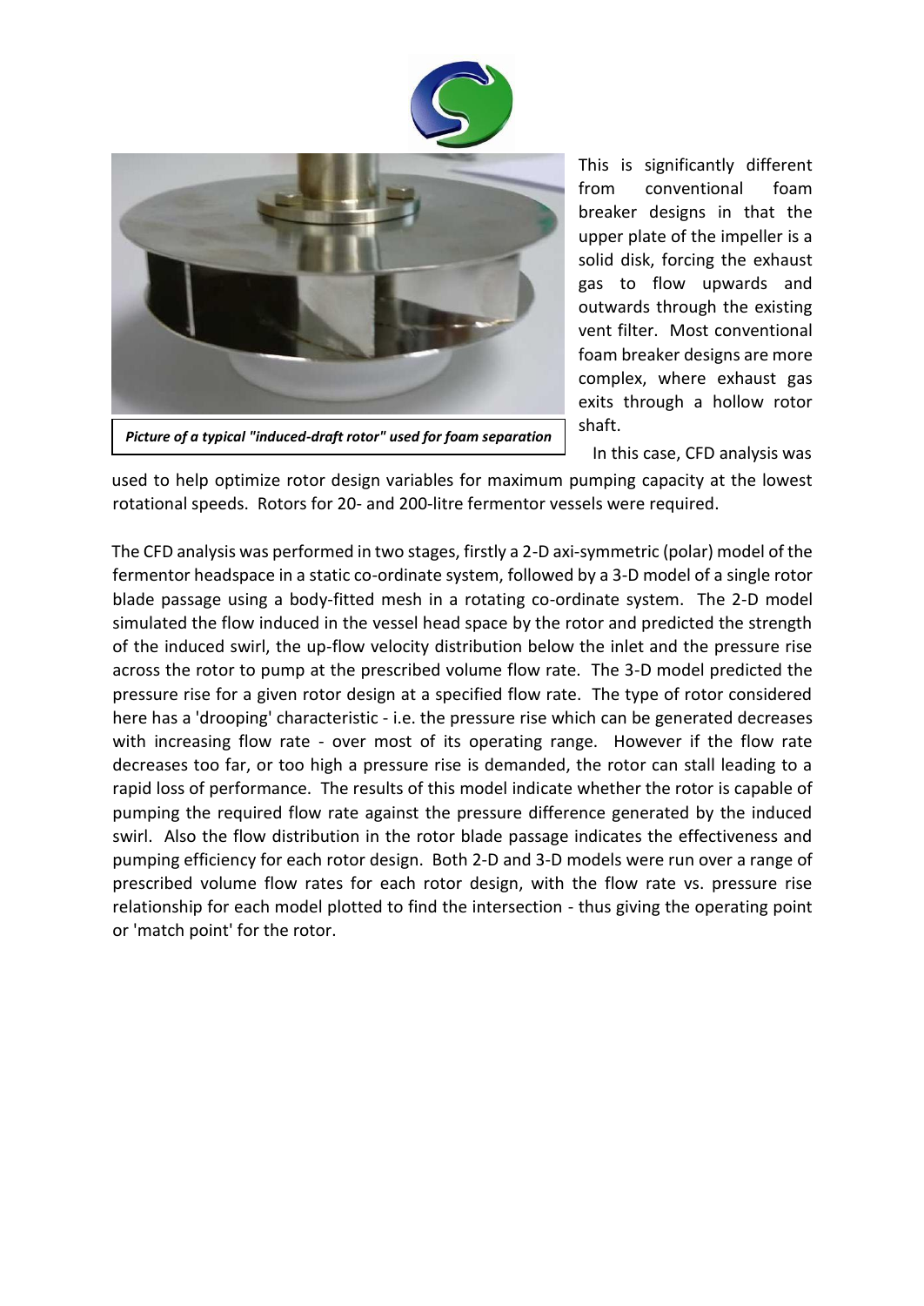*Picture of a typical "induced-draft rotor" used for foam separation*

This is significantly different from conventional foam breaker designs in that the upper plate of the impeller is a solid disk, forcing the exhaust gas to flow upwards and outwards through the existing vent filter. Most conventional foam breaker designs are more complex, where exhaust gas exits through a hollow rotor shaft.

In this case, CFD analysis was used to help optimize rotor design variables for maximum pumping capacity at the lowest rotational speeds. Rotors for 20- and 200-litre fermentor vessels were required.

The CFD analysis was performed in two stages, firstly a 2-D axi-symmetric (polar) model of the fermentor headspace in a static co-ordinate system, followed by a 3-D model of a single rotor blade passage using a body-fitted mesh in a rotating co-ordinate system. The 2-D model simulated the flow induced in the vessel head space by the rotor and predicted the strength of the induced swirl, the up-flow velocity distribution below the inlet and the pressure rise across the rotor to pump at the prescribed volume flow rate. The 3-D model predicted the pressure rise for a given rotor design at a specified flow rate. The type of rotor considered here has a 'drooping' characteristic - i.e. the pressure rise which can be generated decreases with increasing flow rate - over most of its operating range. However if the flow rate decreases too far, or too high a pressure rise is demanded, the rotor can stall leading to a rapid loss of performance. The results of this model indicate whether the rotor is capable of pumping the required flow rate against the pressure difference generated by the induced swirl. Also the flow distribution in the rotor blade passage indicates the effectiveness and pumping efficiency for each rotor design. Both 2-D and 3-D models were run over a range of prescribed volume flow rates for each rotor design, with the flow rate vs. pressure rise relationship for each model plotted to find the intersection - thus giving the operating point or 'match point' for the rotor.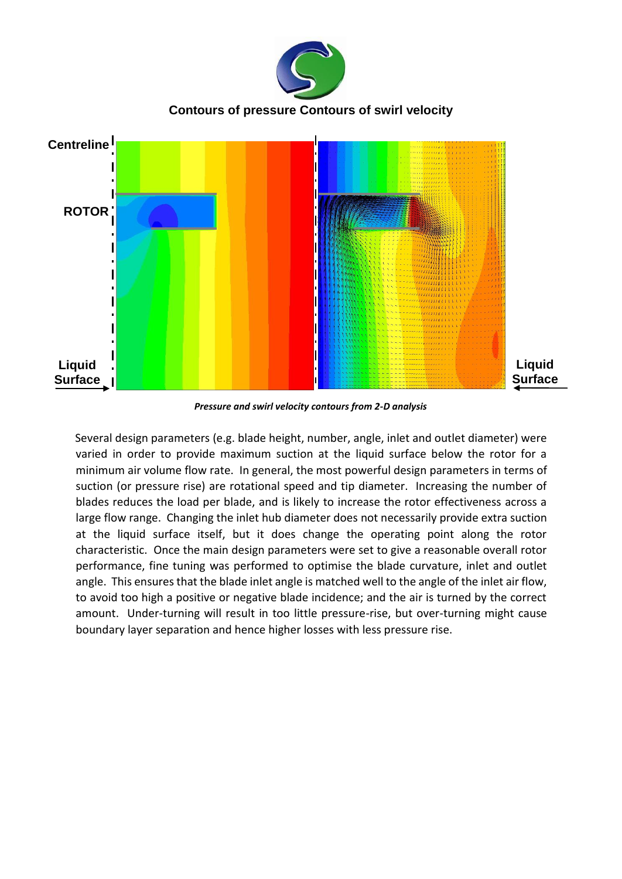Contours of pressure Contours of swirl velocity

*Pressure and swirl velocity contours from 2-D analysis*

Several design parameters (e.g. blade height, number, angle, inlet and outlet diameter) were varied in order to provide maximum suction at the liquid surface below the rotor for a minimum air volume flow rate. In general, the most powerful design parameters in terms of suction (or pressure rise) are rotational speed and tip diameter. Increasing the number of blades reduces the load per blade, and is likely to increase the rotor effectiveness across a large flow range. Changing the inlet hub diameter does not necessarily provide extra suction at the liquid surface itself, but it does change the operating point along the rotor characteristic. Once the main design parameters were set to give a reasonable overall rotor performance, fine tuning was performed to optimise the blade curvature, inlet and outlet angle. This ensures that the blade inlet angle is matched well to the angle of the inlet air flow, to avoid too high a positive or negative blade incidence; and the air is turned by the correct amount. Under-turning will result in too little pressure-rise, but over-turning might cause boundary layer separation and hence higher losses with less pressure rise.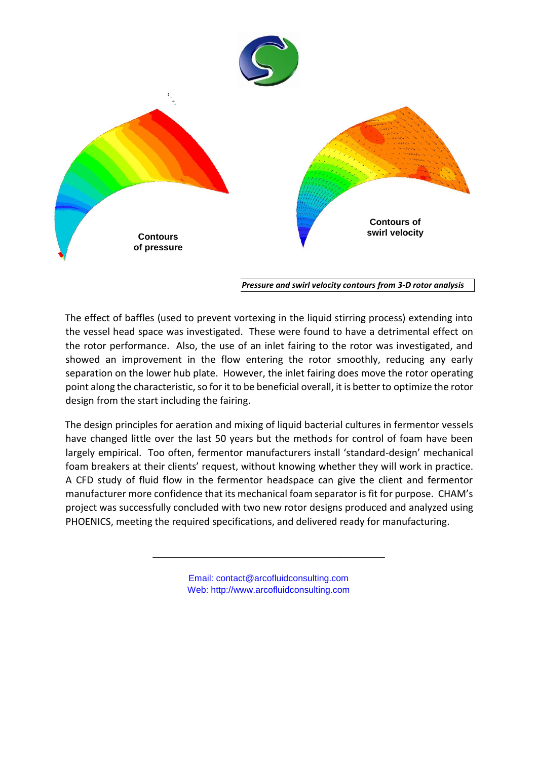Contours
of pressure

Contours of
swirl velocity

*Pressure and swirl velocity contours from 3-D rotor analysis*

The effect of baffles (used to prevent vortexing in the liquid stirring process) extending into the vessel head space was investigated. These were found to have a detrimental effect on the rotor performance. Also, the use of an inlet fairing to the rotor was investigated, and showed an improvement in the flow entering the rotor smoothly, reducing any early separation on the lower hub plate. However, the inlet fairing does move the rotor operating point along the characteristic, so for it to be beneficial overall, it is better to optimize the rotor design from the start including the fairing.

The design principles for aeration and mixing of liquid bacterial cultures in fermentor vessels have changed little over the last 50 years but the methods for control of foam have been largely empirical. Too often, fermentor manufacturers install 'standard-design' mechanical foam breakers at their clients' request, without knowing whether they will work in practice. A CFD study of fluid flow in the fermentor headspace can give the client and fermentor manufacturer more confidence that its mechanical foam separator is fit for purpose. CHAM's project was successfully concluded with two new rotor designs produced and analyzed using PHOENICS, meeting the required specifications, and delivered ready for manufacturing.

---

Email: contact@arcofluidconsulting.com
Web: http://www.arcofluidconsulting.com